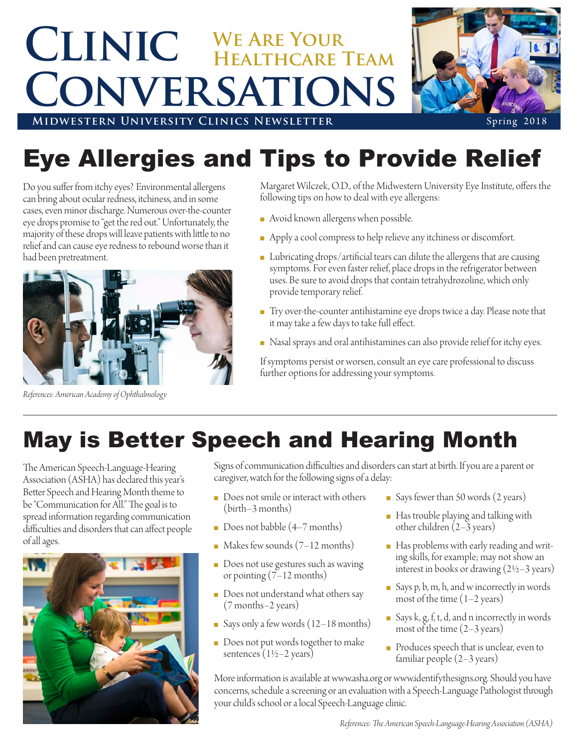# Clinic Conversations

## We Are Your Healthcare Team

**Midwestern University Clinics Newsletter** — Spring 2018

# Eye Allergies and Tips to Provide Relief

Do you suffer from itchy eyes? Environmental allergens can bring about ocular redness, itchiness, and in some cases, even minor discharge. Numerous over-the-counter eye drops promise to "get the red out." Unfortunately, the majority of these drops will leave patients with little to no relief and can cause eye redness to rebound worse than it had been pretreatment.

*References: American Academy of Ophthalmology*

Margaret Wilczek, O.D., of the Midwestern University Eye Institute, offers the following tips on how to deal with eye allergens:

- Avoid known allergens when possible.
- Apply a cool compress to help relieve any itchiness or discomfort.
- Lubricating drops/artificial tears can dilute the allergens that are causing symptoms. For even faster relief, place drops in the refrigerator between uses. Be sure to avoid drops that contain tetrahydrozoline, which only provide temporary relief.
- Try over-the-counter antihistamine eye drops twice a day. Please note that it may take a few days to take full effect.
- Nasal sprays and oral antihistamines can also provide relief for itchy eyes.

If symptoms persist or worsen, consult an eye care professional to discuss further options for addressing your symptoms.

# May is Better Speech and Hearing Month

The American Speech-Language-Hearing Association (ASHA) has declared this year's Better Speech and Hearing Month theme to be "Communication for All." The goal is to spread information regarding communication difficulties and disorders that can affect people of all ages.

Signs of communication difficulties and disorders can start at birth. If you are a parent or caregiver, watch for the following signs of a delay:

- Does not smile or interact with others (birth–3 months)
- Does not babble (4–7 months)
- Makes few sounds (7–12 months)
- Does not use gestures such as waving or pointing (7–12 months)
- Does not understand what others say (7 months–2 years)
- Says only a few words (12–18 months)
- Does not put words together to make sentences (1½–2 years)
- Says fewer than 50 words (2 years)
- Has trouble playing and talking with other children (2–3 years)
- Has problems with early reading and writing skills, for example; may not show an interest in books or drawing (2½–3 years)
- Says p, b, m, h, and w incorrectly in words most of the time (1–2 years)
- Says k, g, f, t, d, and n incorrectly in words most of the time (2–3 years)
- Produces speech that is unclear, even to familiar people (2–3 years)

More information is available at www.asha.org or www.identifythesigns.org. Should you have concerns, schedule a screening or an evaluation with a Speech-Language Pathologist through your child's school or a local Speech-Language clinic.

*References: The American Speech-Language-Hearing Association (ASHA)*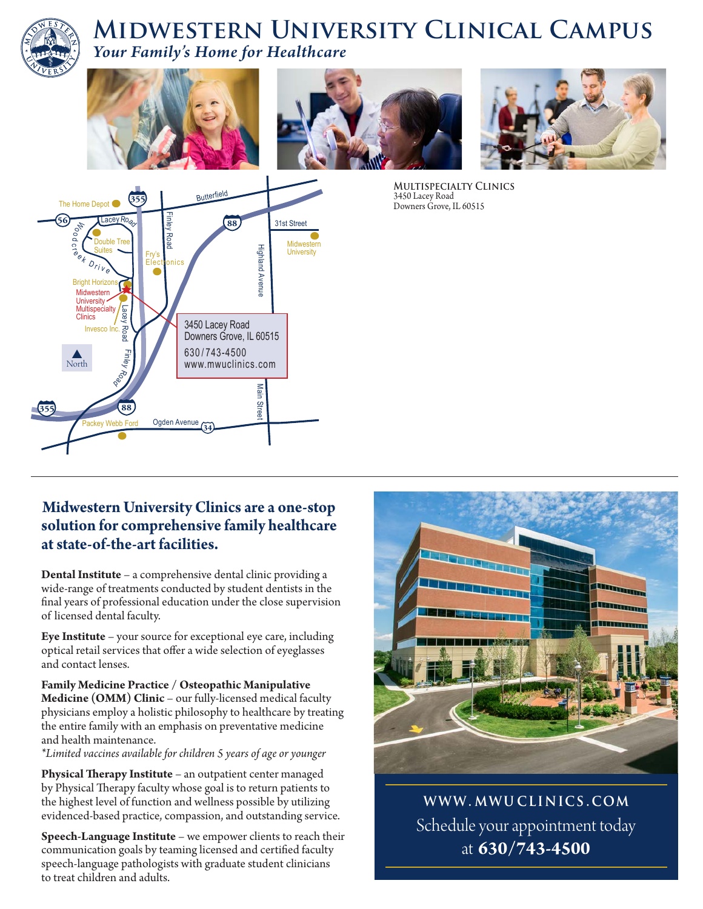# Midwestern University Clinical Campus

*Your Family's Home for Healthcare*

The Home Depot
355
Butterfield
56
Lacey Road
Woodcreek Drive
Double Tree Suites
Finley Road
Fry's Electronics
88
31st Street
Midwestern University
Highland Avenue
Bright Horizons
Midwestern University Multispecialty Clinics
Invesco Inc.
Lacey Road
Finley Road
North
3450 Lacey Road
Downers Grove, IL 60515
630/743-4500
www.mwuclinics.com
Main Street
355
88
Packey Webb Ford
Ogden Avenue
34

**Multispecialty Clinics**
3450 Lacey Road
Downers Grove, IL 60515

## Midwestern University Clinics are a one-stop solution for comprehensive family healthcare at state-of-the-art facilities.

**Dental Institute** – a comprehensive dental clinic providing a wide-range of treatments conducted by student dentists in the final years of professional education under the close supervision of licensed dental faculty.

**Eye Institute** – your source for exceptional eye care, including optical retail services that offer a wide selection of eyeglasses and contact lenses.

**Family Medicine Practice / Osteopathic Manipulative Medicine (OMM) Clinic** – our fully-licensed medical faculty physicians employ a holistic philosophy to healthcare by treating the entire family with an emphasis on preventative medicine and health maintenance.
*\*Limited vaccines available for children 5 years of age or younger*

**Physical Therapy Institute** – an outpatient center managed by Physical Therapy faculty whose goal is to return patients to the highest level of function and wellness possible by utilizing evidenced-based practice, compassion, and outstanding service.

**Speech-Language Institute** – we empower clients to reach their communication goals by teaming licensed and certified faculty speech-language pathologists with graduate student clinicians to treat children and adults.

**WWW.MWUCLINICS.COM**

Schedule your appointment today at **630/743-4500**